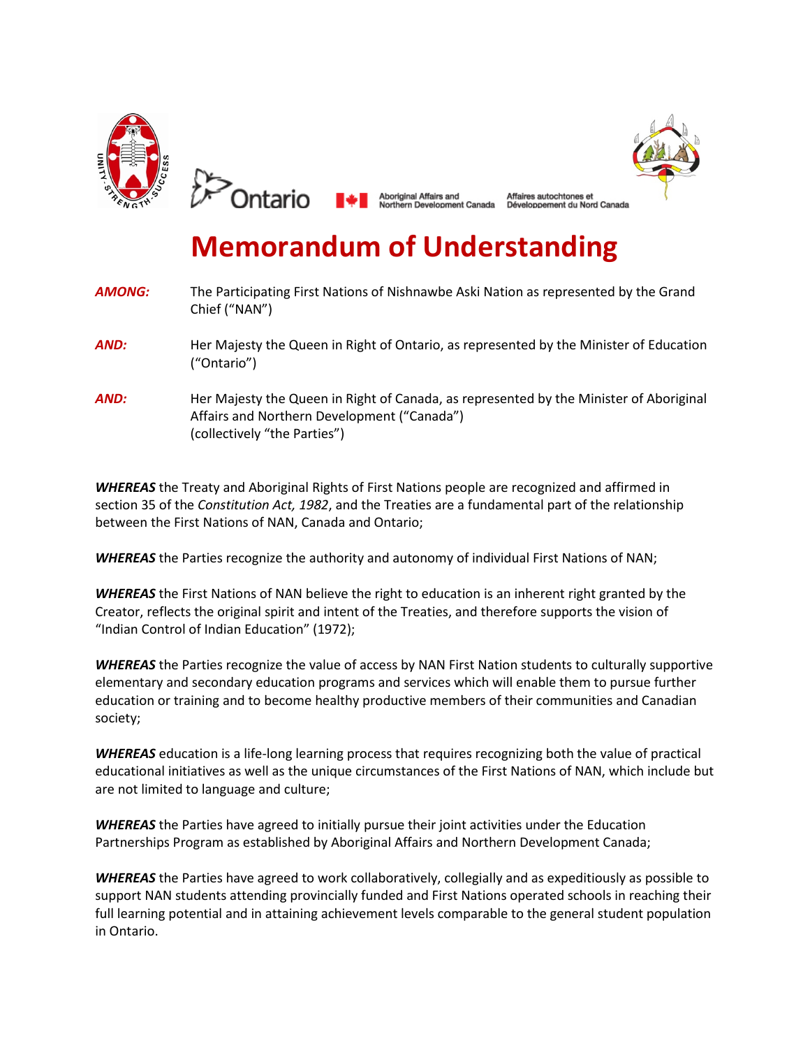# Memorandum of Understanding

***AMONG:*** The Participating First Nations of Nishnawbe Aski Nation as represented by the Grand Chief ("NAN")

***AND:*** Her Majesty the Queen in Right of Ontario, as represented by the Minister of Education ("Ontario")

***AND:*** Her Majesty the Queen in Right of Canada, as represented by the Minister of Aboriginal Affairs and Northern Development ("Canada")
(collectively "the Parties")

***WHEREAS*** the Treaty and Aboriginal Rights of First Nations people are recognized and affirmed in section 35 of the *Constitution Act, 1982*, and the Treaties are a fundamental part of the relationship between the First Nations of NAN, Canada and Ontario;

***WHEREAS*** the Parties recognize the authority and autonomy of individual First Nations of NAN;

***WHEREAS*** the First Nations of NAN believe the right to education is an inherent right granted by the Creator, reflects the original spirit and intent of the Treaties, and therefore supports the vision of "Indian Control of Indian Education" (1972);

***WHEREAS*** the Parties recognize the value of access by NAN First Nation students to culturally supportive elementary and secondary education programs and services which will enable them to pursue further education or training and to become healthy productive members of their communities and Canadian society;

***WHEREAS*** education is a life-long learning process that requires recognizing both the value of practical educational initiatives as well as the unique circumstances of the First Nations of NAN, which include but are not limited to language and culture;

***WHEREAS*** the Parties have agreed to initially pursue their joint activities under the Education Partnerships Program as established by Aboriginal Affairs and Northern Development Canada;

***WHEREAS*** the Parties have agreed to work collaboratively, collegially and as expeditiously as possible to support NAN students attending provincially funded and First Nations operated schools in reaching their full learning potential and in attaining achievement levels comparable to the general student population in Ontario.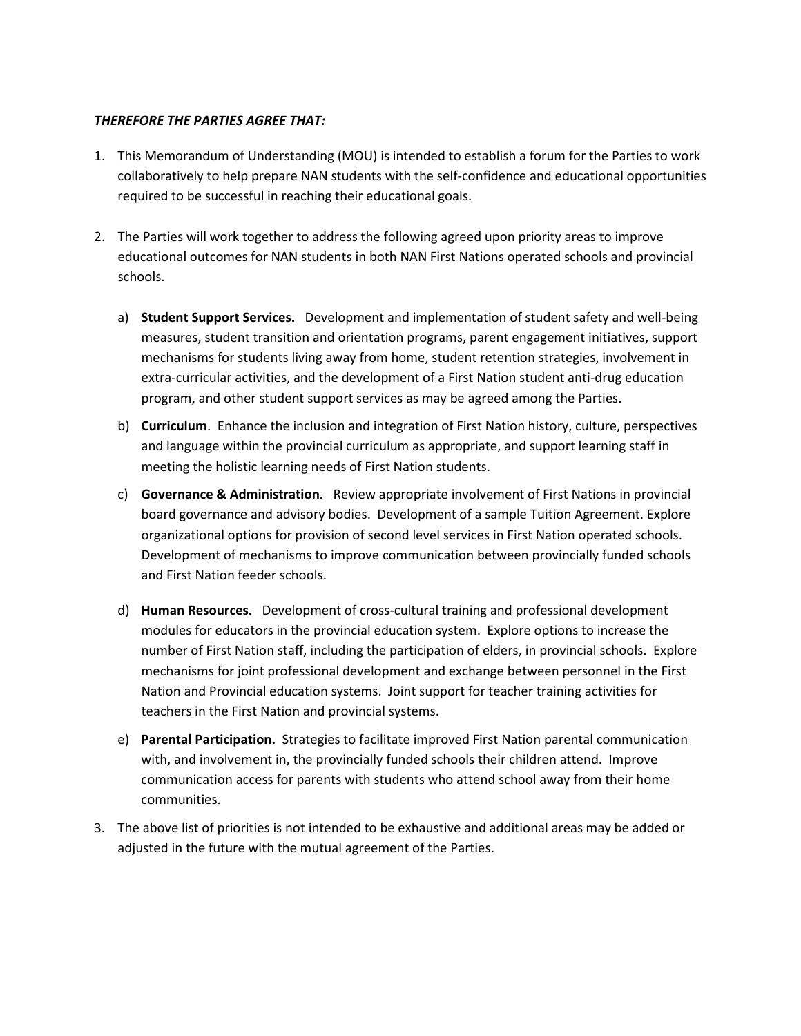***THEREFORE THE PARTIES AGREE THAT:***

1. This Memorandum of Understanding (MOU) is intended to establish a forum for the Parties to work collaboratively to help prepare NAN students with the self-confidence and educational opportunities required to be successful in reaching their educational goals.

2. The Parties will work together to address the following agreed upon priority areas to improve educational outcomes for NAN students in both NAN First Nations operated schools and provincial schools.

   a) **Student Support Services.** Development and implementation of student safety and well-being measures, student transition and orientation programs, parent engagement initiatives, support mechanisms for students living away from home, student retention strategies, involvement in extra-curricular activities, and the development of a First Nation student anti-drug education program, and other student support services as may be agreed among the Parties.

   b) **Curriculum**. Enhance the inclusion and integration of First Nation history, culture, perspectives and language within the provincial curriculum as appropriate, and support learning staff in meeting the holistic learning needs of First Nation students.

   c) **Governance & Administration.** Review appropriate involvement of First Nations in provincial board governance and advisory bodies. Development of a sample Tuition Agreement. Explore organizational options for provision of second level services in First Nation operated schools. Development of mechanisms to improve communication between provincially funded schools and First Nation feeder schools.

   d) **Human Resources.** Development of cross-cultural training and professional development modules for educators in the provincial education system. Explore options to increase the number of First Nation staff, including the participation of elders, in provincial schools. Explore mechanisms for joint professional development and exchange between personnel in the First Nation and Provincial education systems. Joint support for teacher training activities for teachers in the First Nation and provincial systems.

   e) **Parental Participation.** Strategies to facilitate improved First Nation parental communication with, and involvement in, the provincially funded schools their children attend. Improve communication access for parents with students who attend school away from their home communities.

3. The above list of priorities is not intended to be exhaustive and additional areas may be added or adjusted in the future with the mutual agreement of the Parties.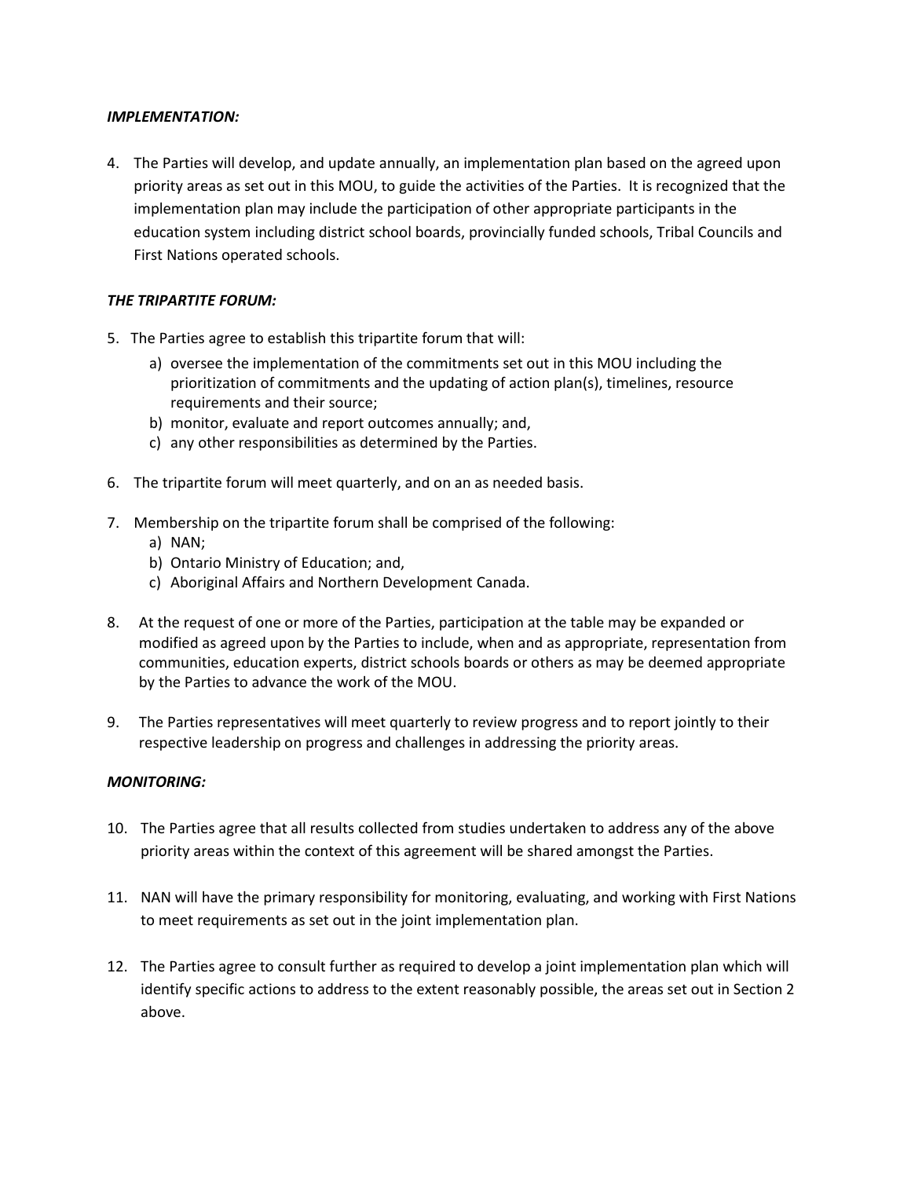***IMPLEMENTATION:***

4. The Parties will develop, and update annually, an implementation plan based on the agreed upon priority areas as set out in this MOU, to guide the activities of the Parties. It is recognized that the implementation plan may include the participation of other appropriate participants in the education system including district school boards, provincially funded schools, Tribal Councils and First Nations operated schools.

***THE TRIPARTITE FORUM:***

5. The Parties agree to establish this tripartite forum that will:
   a) oversee the implementation of the commitments set out in this MOU including the prioritization of commitments and the updating of action plan(s), timelines, resource requirements and their source;
   b) monitor, evaluate and report outcomes annually; and,
   c) any other responsibilities as determined by the Parties.

6. The tripartite forum will meet quarterly, and on an as needed basis.

7. Membership on the tripartite forum shall be comprised of the following:
   a) NAN;
   b) Ontario Ministry of Education; and,
   c) Aboriginal Affairs and Northern Development Canada.

8. At the request of one or more of the Parties, participation at the table may be expanded or modified as agreed upon by the Parties to include, when and as appropriate, representation from communities, education experts, district schools boards or others as may be deemed appropriate by the Parties to advance the work of the MOU.

9. The Parties representatives will meet quarterly to review progress and to report jointly to their respective leadership on progress and challenges in addressing the priority areas.

***MONITORING:***

10. The Parties agree that all results collected from studies undertaken to address any of the above priority areas within the context of this agreement will be shared amongst the Parties.

11. NAN will have the primary responsibility for monitoring, evaluating, and working with First Nations to meet requirements as set out in the joint implementation plan.

12. The Parties agree to consult further as required to develop a joint implementation plan which will identify specific actions to address to the extent reasonably possible, the areas set out in Section 2 above.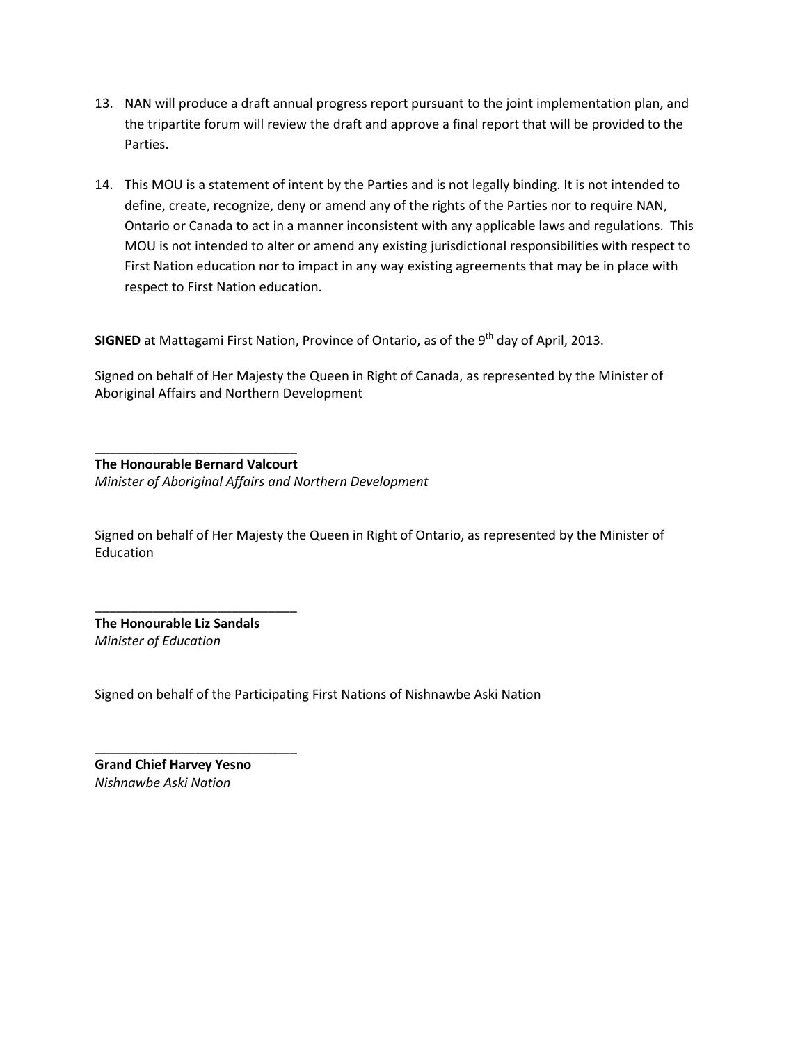13. NAN will produce a draft annual progress report pursuant to the joint implementation plan, and the tripartite forum will review the draft and approve a final report that will be provided to the Parties.

14. This MOU is a statement of intent by the Parties and is not legally binding. It is not intended to define, create, recognize, deny or amend any of the rights of the Parties nor to require NAN, Ontario or Canada to act in a manner inconsistent with any applicable laws and regulations. This MOU is not intended to alter or amend any existing jurisdictional responsibilities with respect to First Nation education nor to impact in any way existing agreements that may be in place with respect to First Nation education.

**SIGNED** at Mattagami First Nation, Province of Ontario, as of the 9th day of April, 2013.

Signed on behalf of Her Majesty the Queen in Right of Canada, as represented by the Minister of Aboriginal Affairs and Northern Development

\_\_\_\_\_\_\_\_\_\_\_\_\_\_\_\_\_\_\_\_\_\_\_\_\_\_\_\_

**The Honourable Bernard Valcourt**
*Minister of Aboriginal Affairs and Northern Development*

Signed on behalf of Her Majesty the Queen in Right of Ontario, as represented by the Minister of Education

\_\_\_\_\_\_\_\_\_\_\_\_\_\_\_\_\_\_\_\_\_\_\_\_\_\_\_\_

**The Honourable Liz Sandals**
*Minister of Education*

Signed on behalf of the Participating First Nations of Nishnawbe Aski Nation

\_\_\_\_\_\_\_\_\_\_\_\_\_\_\_\_\_\_\_\_\_\_\_\_\_\_\_\_

**Grand Chief Harvey Yesno**
*Nishnawbe Aski Nation*